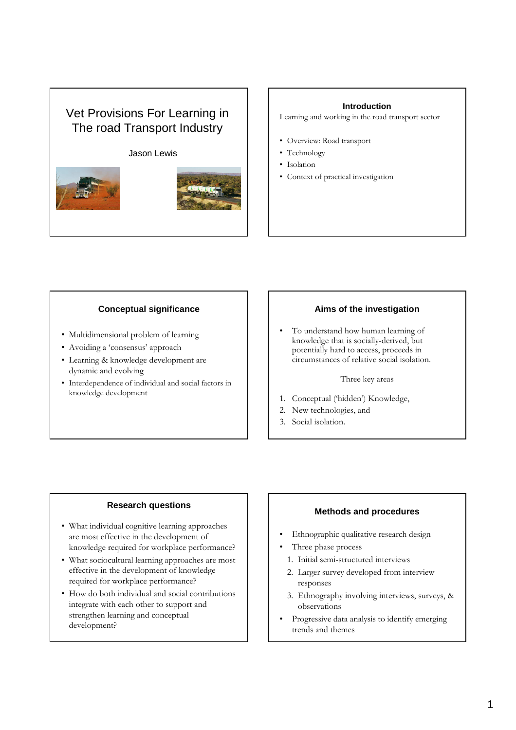# Vet Provisions For Learning in The road Transport Industry

Jason Lewis

## Introduction

Learning and working in the road transport sector

- Overview: Road transport
- Technology
- Isolation
- Context of practical investigation

## Conceptual significance

- Multidimensional problem of learning
- Avoiding a 'consensus' approach
- Learning & knowledge development are dynamic and evolving
- Interdependence of individual and social factors in knowledge development

## Aims of the investigation

- To understand how human learning of knowledge that is socially-derived, but potentially hard to access, proceeds in circumstances of relative social isolation.

Three key areas

1. Conceptual ('hidden') Knowledge,
2. New technologies, and
3. Social isolation.

## Research questions

- What individual cognitive learning approaches are most effective in the development of knowledge required for workplace performance?
- What sociocultural learning approaches are most effective in the development of knowledge required for workplace performance?
- How do both individual and social contributions integrate with each other to support and strengthen learning and conceptual development?

## Methods and procedures

- Ethnographic qualitative research design
- Three phase process
  1. Initial semi-structured interviews
  2. Larger survey developed from interview responses
  3. Ethnography involving interviews, surveys, & observations
- Progressive data analysis to identify emerging trends and themes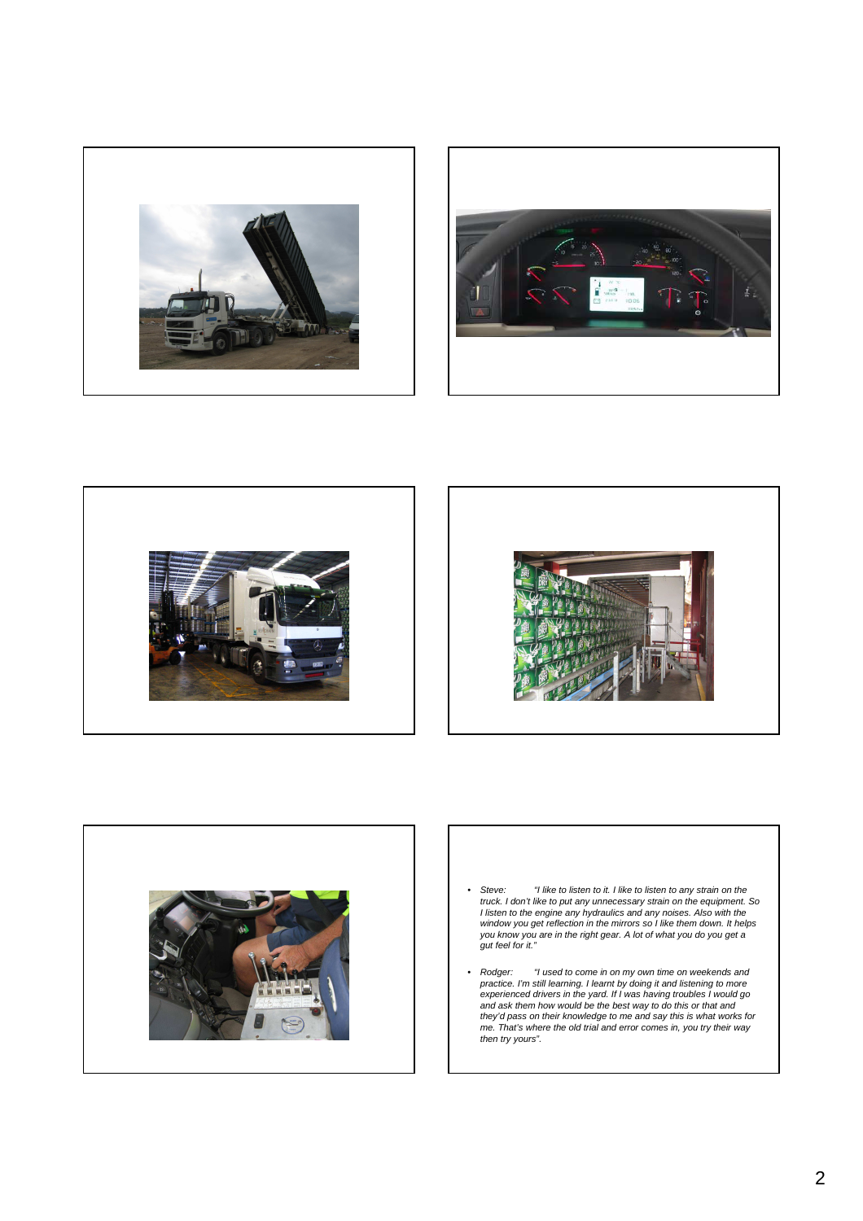- *Steve: "I like to listen to it. I like to listen to any strain on the truck. I don't like to put any unnecessary strain on the equipment. So I listen to the engine any hydraulics and any noises. Also with the window you get reflection in the mirrors so I like them down. It helps you know you are in the right gear. A lot of what you do you get a gut feel for it."*

- *Rodger: "I used to come in on my own time on weekends and practice. I'm still learning. I learnt by doing it and listening to more experienced drivers in the yard. If I was having troubles I would go and ask them how would be the best way to do this or that and they'd pass on their knowledge to me and say this is what works for me. That's where the old trial and error comes in, you try their way then try yours".*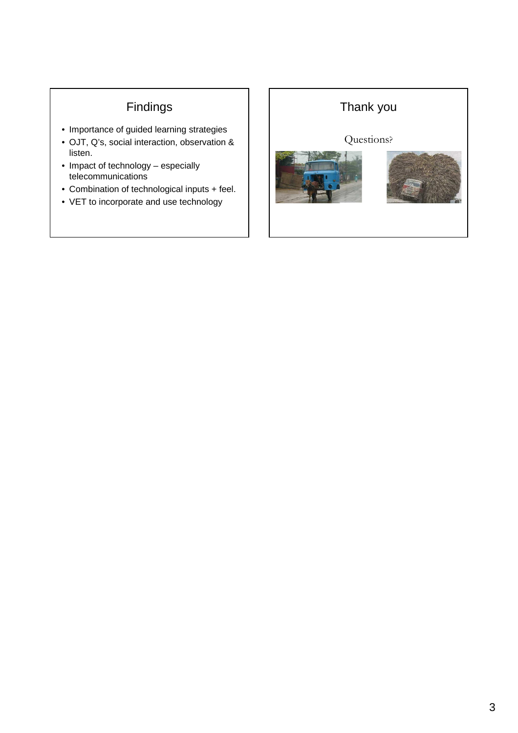## Findings

- Importance of guided learning strategies
- OJT, Q's, social interaction, observation & listen.
- Impact of technology – especially telecommunications
- Combination of technological inputs + feel.
- VET to incorporate and use technology

## Thank you

Questions?